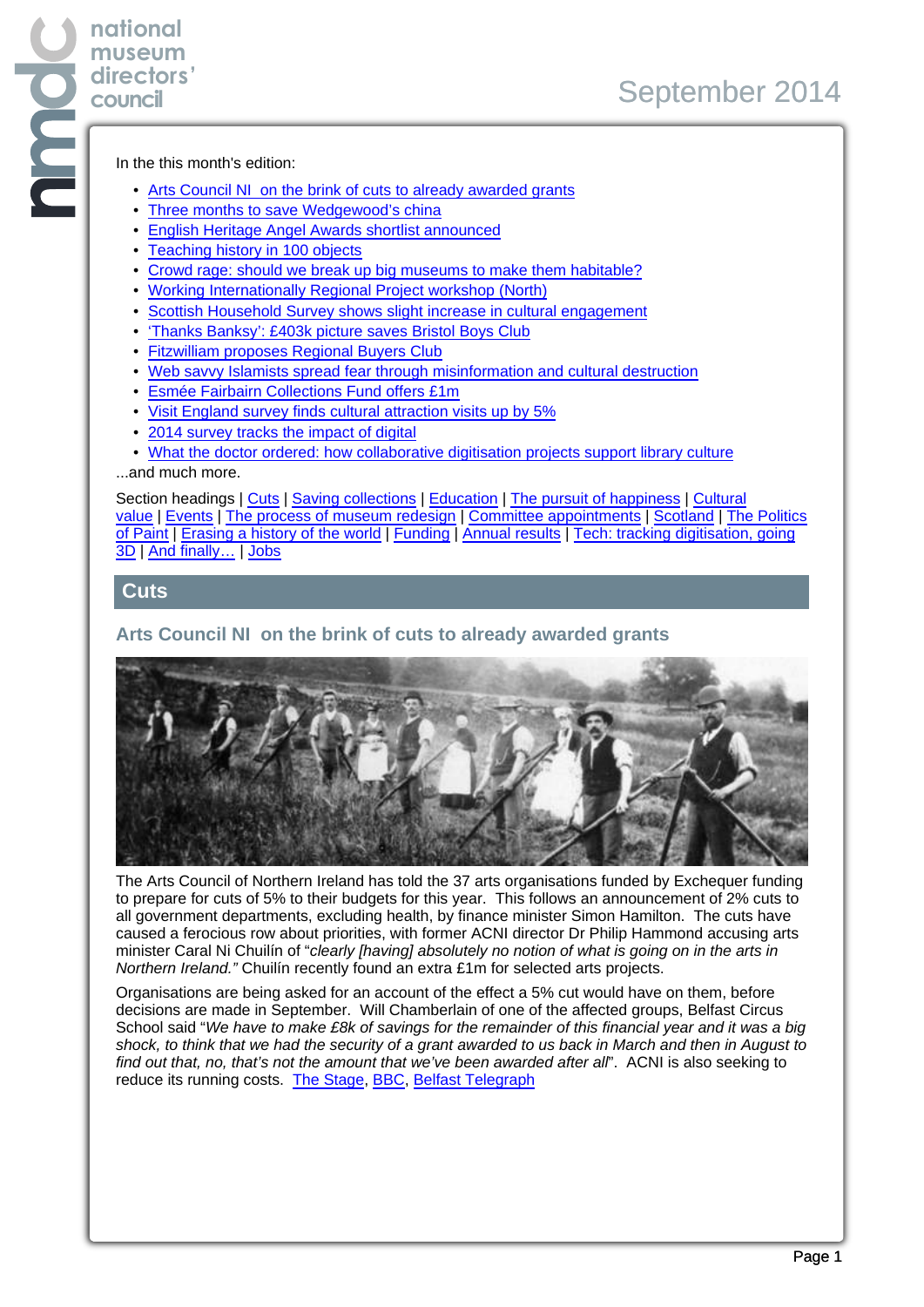national museum directors' council

September 2014

In the this month's edition:

- Arts Council NI on the brink of cuts to already awarded grants
- Three months to save Wedgewood's china
- English Heritage Angel Awards shortlist announced
- Teaching history in 100 objects
- Crowd rage: should we break up big museums to make them habitable?
- Working Internationally Regional Project workshop (North)
- Scottish Household Survey shows slight increase in cultural engagement
- 'Thanks Banksy': £403k picture saves Bristol Boys Club
- Fitzwilliam proposes Regional Buyers Club
- Web savvy Islamists spread fear through misinformation and cultural destruction
- Esmée Fairbairn Collections Fund offers £1m
- Visit England survey finds cultural attraction visits up by 5%
- 2014 survey tracks the impact of digital
- What the doctor ordered: how collaborative digitisation projects support library culture

...and much more.

Section headings | Cuts | Saving collections | Education | The pursuit of happiness | Cultural value | Events | The process of museum redesign | Committee appointments | Scotland | The Politics of Paint | Erasing a history of the world | Funding | Annual results | Tech: tracking digitisation, going 3D | And finally… | Jobs

## Cuts

### Arts Council NI on the brink of cuts to already awarded grants

The Arts Council of Northern Ireland has told the 37 arts organisations funded by Exchequer funding to prepare for cuts of 5% to their budgets for this year. This follows an announcement of 2% cuts to all government departments, excluding health, by finance minister Simon Hamilton. The cuts have caused a ferocious row about priorities, with former ACNI director Dr Philip Hammond accusing arts minister Caral Ni Chuilín of "*clearly [having] absolutely no notion of what is going on in the arts in Northern Ireland.*" Chuilín recently found an extra £1m for selected arts projects.

Organisations are being asked for an account of the effect a 5% cut would have on them, before decisions are made in September. Will Chamberlain of one of the affected groups, Belfast Circus School said "*We have to make £8k of savings for the remainder of this financial year and it was a big shock, to think that we had the security of a grant awarded to us back in March and then in August to find out that, no, that's not the amount that we've been awarded after all*". ACNI is also seeking to reduce its running costs. The Stage, BBC, Belfast Telegraph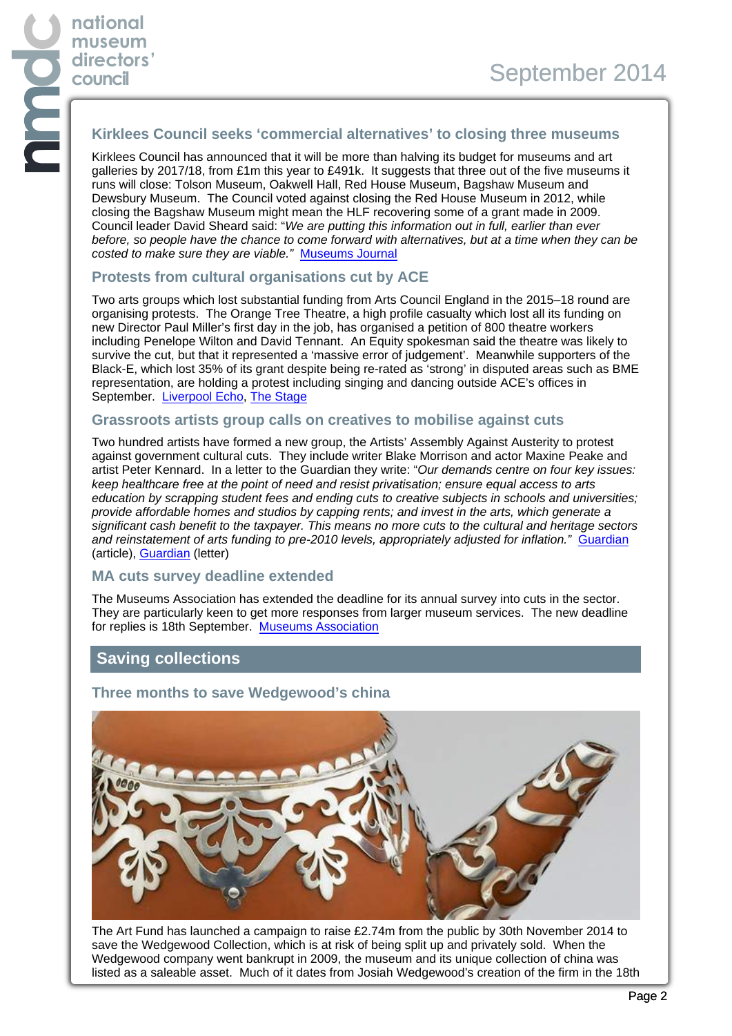### Kirklees Council seeks 'commercial alternatives' to closing three museums

Kirklees Council has announced that it will be more than halving its budget for museums and art galleries by 2017/18, from £1m this year to £491k. It suggests that three out of the five museums it runs will close: Tolson Museum, Oakwell Hall, Red House Museum, Bagshaw Museum and Dewsbury Museum. The Council voted against closing the Red House Museum in 2012, while closing the Bagshaw Museum might mean the HLF recovering some of a grant made in 2009. Council leader David Sheard said: "*We are putting this information out in full, earlier than ever before, so people have the chance to come forward with alternatives, but at a time when they can be costed to make sure they are viable.*" Museums Journal

### Protests from cultural organisations cut by ACE

Two arts groups which lost substantial funding from Arts Council England in the 2015–18 round are organising protests. The Orange Tree Theatre, a high profile casualty which lost all its funding on new Director Paul Miller's first day in the job, has organised a petition of 800 theatre workers including Penelope Wilton and David Tennant. An Equity spokesman said the theatre was likely to survive the cut, but that it represented a 'massive error of judgement'. Meanwhile supporters of the Black-E, which lost 35% of its grant despite being re-rated as 'strong' in disputed areas such as BME representation, are holding a protest including singing and dancing outside ACE's offices in September. Liverpool Echo, The Stage

### Grassroots artists group calls on creatives to mobilise against cuts

Two hundred artists have formed a new group, the Artists' Assembly Against Austerity to protest against government cultural cuts. They include writer Blake Morrison and actor Maxine Peake and artist Peter Kennard. In a letter to the Guardian they write: "*Our demands centre on four key issues: keep healthcare free at the point of need and resist privatisation; ensure equal access to arts education by scrapping student fees and ending cuts to creative subjects in schools and universities; provide affordable homes and studios by capping rents; and invest in the arts, which generate a significant cash benefit to the taxpayer. This means no more cuts to the cultural and heritage sectors and reinstatement of arts funding to pre-2010 levels, appropriately adjusted for inflation.*" Guardian (article), Guardian (letter)

### MA cuts survey deadline extended

The Museums Association has extended the deadline for its annual survey into cuts in the sector. They are particularly keen to get more responses from larger museum services. The new deadline for replies is 18th September. Museums Association

## Saving collections

### Three months to save Wedgewood's china

The Art Fund has launched a campaign to raise £2.74m from the public by 30th November 2014 to save the Wedgewood Collection, which is at risk of being split up and privately sold. When the Wedgewood company went bankrupt in 2009, the museum and its unique collection of china was listed as a saleable asset. Much of it dates from Josiah Wedgewood's creation of the firm in the 18th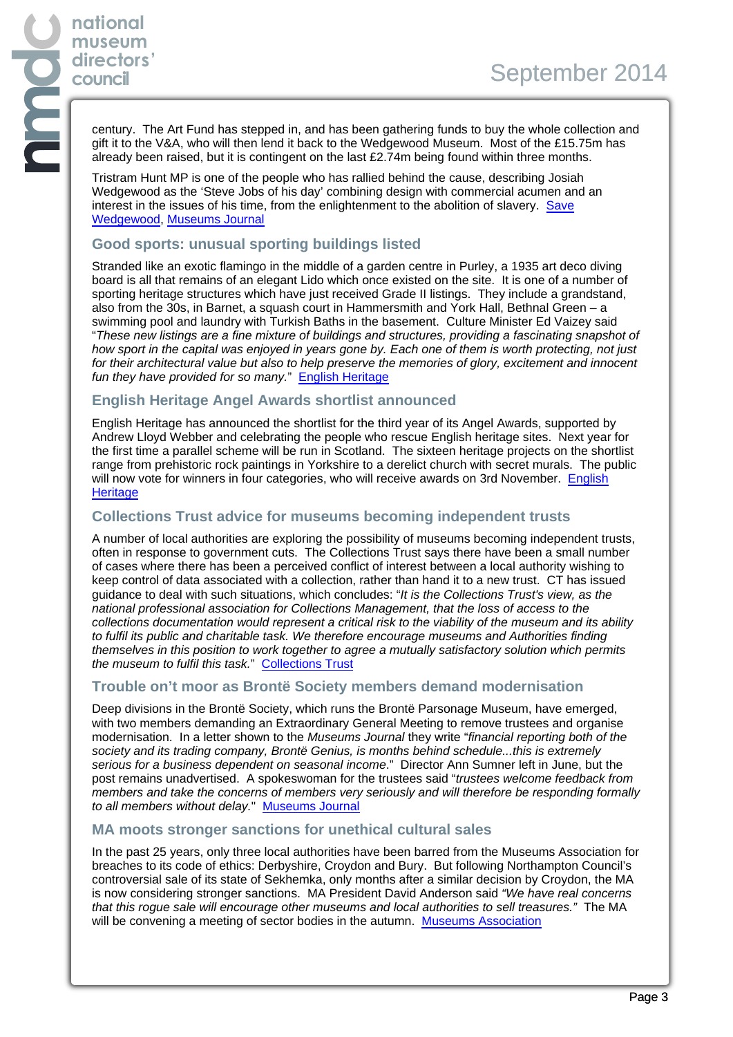century. The Art Fund has stepped in, and has been gathering funds to buy the whole collection and gift it to the V&A, who will then lend it back to the Wedgewood Museum. Most of the £15.75m has already been raised, but it is contingent on the last £2.74m being found within three months.

Tristram Hunt MP is one of the people who has rallied behind the cause, describing Josiah Wedgewood as the 'Steve Jobs of his day' combining design with commercial acumen and an interest in the issues of his time, from the enlightenment to the abolition of slavery. Save Wedgewood, Museums Journal

## Good sports: unusual sporting buildings listed

Stranded like an exotic flamingo in the middle of a garden centre in Purley, a 1935 art deco diving board is all that remains of an elegant Lido which once existed on the site. It is one of a number of sporting heritage structures which have just received Grade II listings. They include a grandstand, also from the 30s, in Barnet, a squash court in Hammersmith and York Hall, Bethnal Green – a swimming pool and laundry with Turkish Baths in the basement. Culture Minister Ed Vaizey said "*These new listings are a fine mixture of buildings and structures, providing a fascinating snapshot of how sport in the capital was enjoyed in years gone by. Each one of them is worth protecting, not just for their architectural value but also to help preserve the memories of glory, excitement and innocent fun they have provided for so many.*" English Heritage

## English Heritage Angel Awards shortlist announced

English Heritage has announced the shortlist for the third year of its Angel Awards, supported by Andrew Lloyd Webber and celebrating the people who rescue English heritage sites. Next year for the first time a parallel scheme will be run in Scotland. The sixteen heritage projects on the shortlist range from prehistoric rock paintings in Yorkshire to a derelict church with secret murals. The public will now vote for winners in four categories, who will receive awards on 3rd November. English Heritage

## Collections Trust advice for museums becoming independent trusts

A number of local authorities are exploring the possibility of museums becoming independent trusts, often in response to government cuts. The Collections Trust says there have been a small number of cases where there has been a perceived conflict of interest between a local authority wishing to keep control of data associated with a collection, rather than hand it to a new trust. CT has issued guidance to deal with such situations, which concludes: "*It is the Collections Trust's view, as the national professional association for Collections Management, that the loss of access to the collections documentation would represent a critical risk to the viability of the museum and its ability to fulfil its public and charitable task. We therefore encourage museums and Authorities finding themselves in this position to work together to agree a mutually satisfactory solution which permits the museum to fulfil this task.*" Collections Trust

## Trouble on't moor as Brontë Society members demand modernisation

Deep divisions in the Brontë Society, which runs the Brontë Parsonage Museum, have emerged, with two members demanding an Extraordinary General Meeting to remove trustees and organise modernisation. In a letter shown to the *Museums Journal* they write "*financial reporting both of the society and its trading company, Brontë Genius, is months behind schedule...this is extremely serious for a business dependent on seasonal income*." Director Ann Sumner left in June, but the post remains unadvertised. A spokeswoman for the trustees said "*trustees welcome feedback from members and take the concerns of members very seriously and will therefore be responding formally to all members without delay.*" Museums Journal

## MA moots stronger sanctions for unethical cultural sales

In the past 25 years, only three local authorities have been barred from the Museums Association for breaches to its code of ethics: Derbyshire, Croydon and Bury. But following Northampton Council's controversial sale of its state of Sekhemka, only months after a similar decision by Croydon, the MA is now considering stronger sanctions. MA President David Anderson said *"We have real concerns that this rogue sale will encourage other museums and local authorities to sell treasures."* The MA will be convening a meeting of sector bodies in the autumn. Museums Association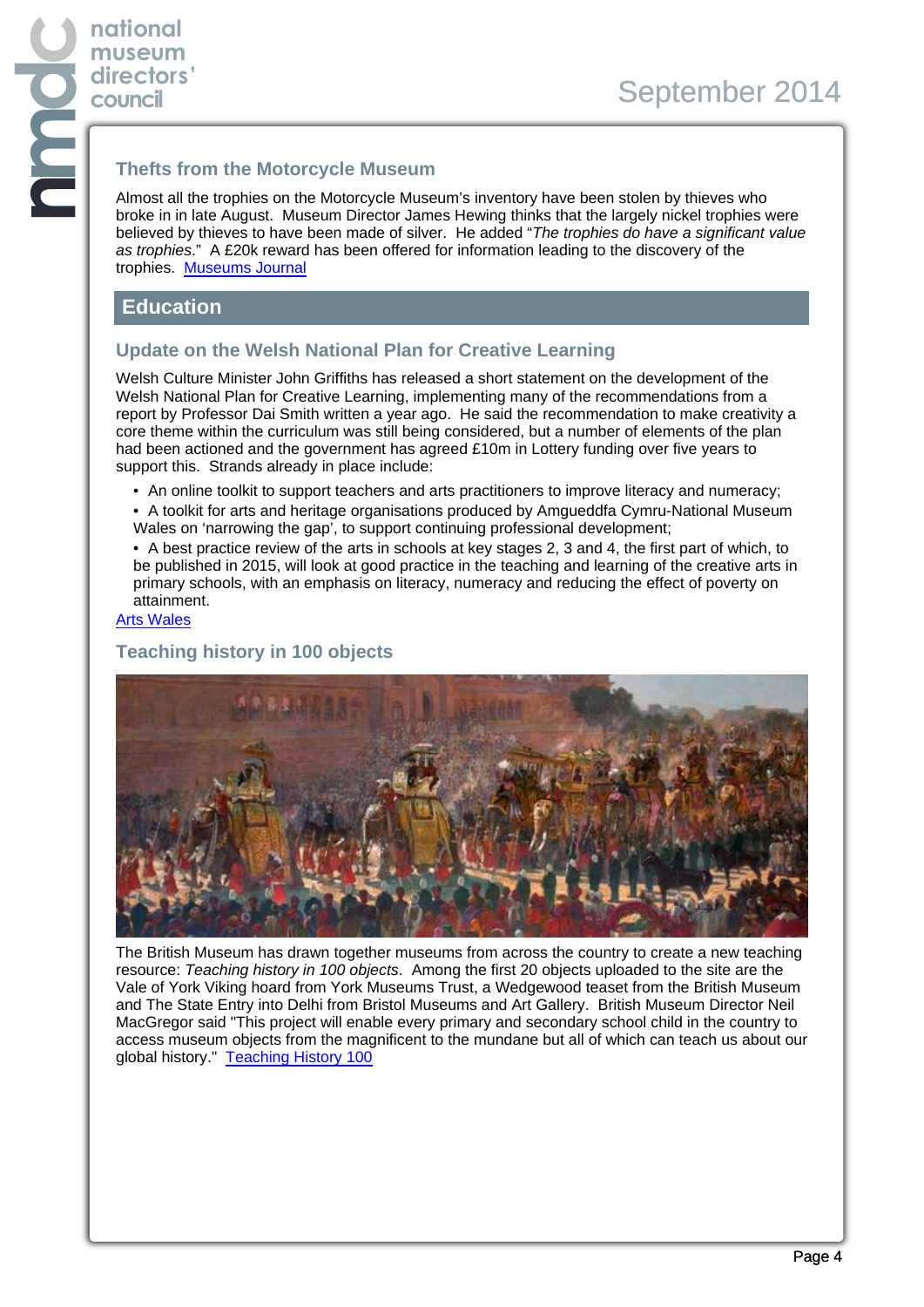### Thefts from the Motorcycle Museum

Almost all the trophies on the Motorcycle Museum's inventory have been stolen by thieves who broke in in late August. Museum Director James Hewing thinks that the largely nickel trophies were believed by thieves to have been made of silver. He added "*The trophies do have a significant value as trophies*." A £20k reward has been offered for information leading to the discovery of the trophies. Museums Journal

## Education

### Update on the Welsh National Plan for Creative Learning

Welsh Culture Minister John Griffiths has released a short statement on the development of the Welsh National Plan for Creative Learning, implementing many of the recommendations from a report by Professor Dai Smith written a year ago. He said the recommendation to make creativity a core theme within the curriculum was still being considered, but a number of elements of the plan had been actioned and the government has agreed £10m in Lottery funding over five years to support this. Strands already in place include:

- An online toolkit to support teachers and arts practitioners to improve literacy and numeracy;
- A toolkit for arts and heritage organisations produced by Amgueddfa Cymru-National Museum Wales on 'narrowing the gap', to support continuing professional development;
- A best practice review of the arts in schools at key stages 2, 3 and 4, the first part of which, to be published in 2015, will look at good practice in the teaching and learning of the creative arts in primary schools, with an emphasis on literacy, numeracy and reducing the effect of poverty on attainment.

Arts Wales

### Teaching history in 100 objects

The British Museum has drawn together museums from across the country to create a new teaching resource: *Teaching history in 100 objects*. Among the first 20 objects uploaded to the site are the Vale of York Viking hoard from York Museums Trust, a Wedgewood teaset from the British Museum and The State Entry into Delhi from Bristol Museums and Art Gallery. British Museum Director Neil MacGregor said "This project will enable every primary and secondary school child in the country to access museum objects from the magnificent to the mundane but all of which can teach us about our global history." Teaching History 100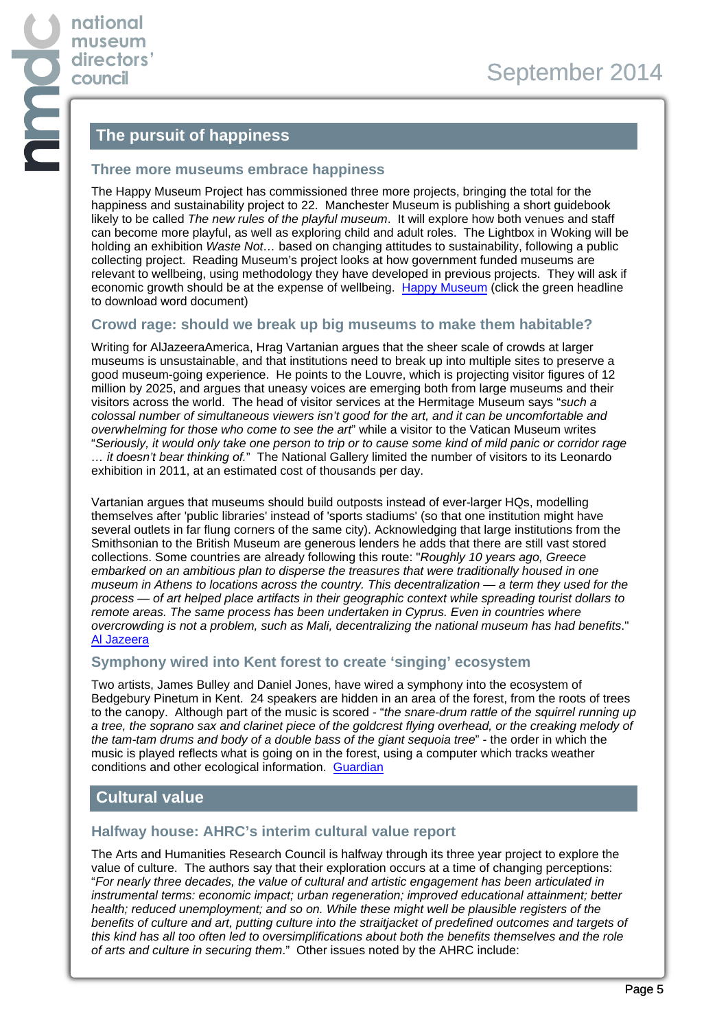## The pursuit of happiness

### Three more museums embrace happiness

The Happy Museum Project has commissioned three more projects, bringing the total for the happiness and sustainability project to 22. Manchester Museum is publishing a short guidebook likely to be called *The new rules of the playful museum*. It will explore how both venues and staff can become more playful, as well as exploring child and adult roles. The Lightbox in Woking will be holding an exhibition *Waste Not…* based on changing attitudes to sustainability, following a public collecting project. Reading Museum's project looks at how government funded museums are relevant to wellbeing, using methodology they have developed in previous projects. They will ask if economic growth should be at the expense of wellbeing. Happy Museum (click the green headline to download word document)

### Crowd rage: should we break up big museums to make them habitable?

Writing for AlJazeeraAmerica, Hrag Vartanian argues that the sheer scale of crowds at larger museums is unsustainable, and that institutions need to break up into multiple sites to preserve a good museum-going experience. He points to the Louvre, which is projecting visitor figures of 12 million by 2025, and argues that uneasy voices are emerging both from large museums and their visitors across the world. The head of visitor services at the Hermitage Museum says "*such a colossal number of simultaneous viewers isn't good for the art, and it can be uncomfortable and overwhelming for those who come to see the art*" while a visitor to the Vatican Museum writes "*Seriously, it would only take one person to trip or to cause some kind of mild panic or corridor rage … it doesn't bear thinking of.*" The National Gallery limited the number of visitors to its Leonardo exhibition in 2011, at an estimated cost of thousands per day.

Vartanian argues that museums should build outposts instead of ever-larger HQs, modelling themselves after 'public libraries' instead of 'sports stadiums' (so that one institution might have several outlets in far flung corners of the same city). Acknowledging that large institutions from the Smithsonian to the British Museum are generous lenders he adds that there are still vast stored collections. Some countries are already following this route: "*Roughly 10 years ago, Greece embarked on an ambitious plan to disperse the treasures that were traditionally housed in one museum in Athens to locations across the country. This decentralization — a term they used for the process — of art helped place artifacts in their geographic context while spreading tourist dollars to remote areas. The same process has been undertaken in Cyprus. Even in countries where overcrowding is not a problem, such as Mali, decentralizing the national museum has had benefits*." Al Jazeera

### Symphony wired into Kent forest to create 'singing' ecosystem

Two artists, James Bulley and Daniel Jones, have wired a symphony into the ecosystem of Bedgebury Pinetum in Kent. 24 speakers are hidden in an area of the forest, from the roots of trees to the canopy. Although part of the music is scored - "*the snare-drum rattle of the squirrel running up a tree, the soprano sax and clarinet piece of the goldcrest flying overhead, or the creaking melody of the tam-tam drums and body of a double bass of the giant sequoia tree*" - the order in which the music is played reflects what is going on in the forest, using a computer which tracks weather conditions and other ecological information. Guardian

## Cultural value

### Halfway house: AHRC's interim cultural value report

The Arts and Humanities Research Council is halfway through its three year project to explore the value of culture. The authors say that their exploration occurs at a time of changing perceptions: "*For nearly three decades, the value of cultural and artistic engagement has been articulated in instrumental terms: economic impact; urban regeneration; improved educational attainment; better health; reduced unemployment; and so on. While these might well be plausible registers of the benefits of culture and art, putting culture into the straitjacket of predefined outcomes and targets of this kind has all too often led to oversimplifications about both the benefits themselves and the role of arts and culture in securing them*." Other issues noted by the AHRC include: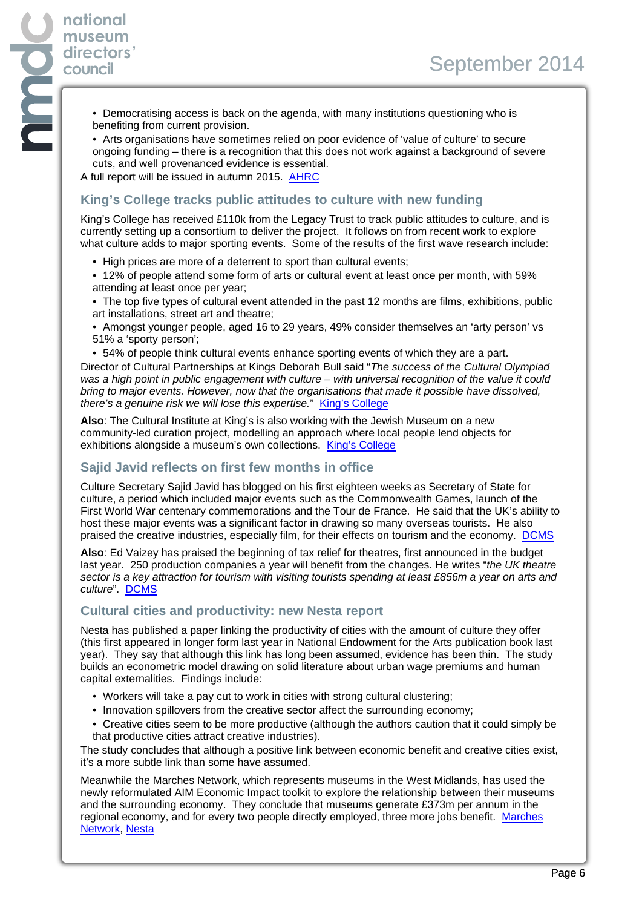- Democratising access is back on the agenda, with many institutions questioning who is benefiting from current provision.
- Arts organisations have sometimes relied on poor evidence of 'value of culture' to secure ongoing funding – there is a recognition that this does not work against a background of severe cuts, and well provenanced evidence is essential.

A full report will be issued in autumn 2015. AHRC

## King's College tracks public attitudes to culture with new funding

King's College has received £110k from the Legacy Trust to track public attitudes to culture, and is currently setting up a consortium to deliver the project. It follows on from recent work to explore what culture adds to major sporting events. Some of the results of the first wave research include:

- High prices are more of a deterrent to sport than cultural events;
- 12% of people attend some form of arts or cultural event at least once per month, with 59% attending at least once per year;
- The top five types of cultural event attended in the past 12 months are films, exhibitions, public art installations, street art and theatre;
- Amongst younger people, aged 16 to 29 years, 49% consider themselves an 'arty person' vs 51% a 'sporty person';
- 54% of people think cultural events enhance sporting events of which they are a part.

Director of Cultural Partnerships at Kings Deborah Bull said "*The success of the Cultural Olympiad was a high point in public engagement with culture – with universal recognition of the value it could bring to major events. However, now that the organisations that made it possible have dissolved, there's a genuine risk we will lose this expertise.*" King's College

**Also**: The Cultural Institute at King's is also working with the Jewish Museum on a new community-led curation project, modelling an approach where local people lend objects for exhibitions alongside a museum's own collections. King's College

## Sajid Javid reflects on first few months in office

Culture Secretary Sajid Javid has blogged on his first eighteen weeks as Secretary of State for culture, a period which included major events such as the Commonwealth Games, launch of the First World War centenary commemorations and the Tour de France. He said that the UK's ability to host these major events was a significant factor in drawing so many overseas tourists. He also praised the creative industries, especially film, for their effects on tourism and the economy. DCMS

**Also**: Ed Vaizey has praised the beginning of tax relief for theatres, first announced in the budget last year. 250 production companies a year will benefit from the changes. He writes "*the UK theatre sector is a key attraction for tourism with visiting tourists spending at least £856m a year on arts and culture*". DCMS

## Cultural cities and productivity: new Nesta report

Nesta has published a paper linking the productivity of cities with the amount of culture they offer (this first appeared in longer form last year in National Endowment for the Arts publication book last year). They say that although this link has long been assumed, evidence has been thin. The study builds an econometric model drawing on solid literature about urban wage premiums and human capital externalities. Findings include:

- Workers will take a pay cut to work in cities with strong cultural clustering;
- Innovation spillovers from the creative sector affect the surrounding economy;
- Creative cities seem to be more productive (although the authors caution that it could simply be that productive cities attract creative industries).

The study concludes that although a positive link between economic benefit and creative cities exist, it's a more subtle link than some have assumed.

Meanwhile the Marches Network, which represents museums in the West Midlands, has used the newly reformulated AIM Economic Impact toolkit to explore the relationship between their museums and the surrounding economy. They conclude that museums generate £373m per annum in the regional economy, and for every two people directly employed, three more jobs benefit. Marches Network, Nesta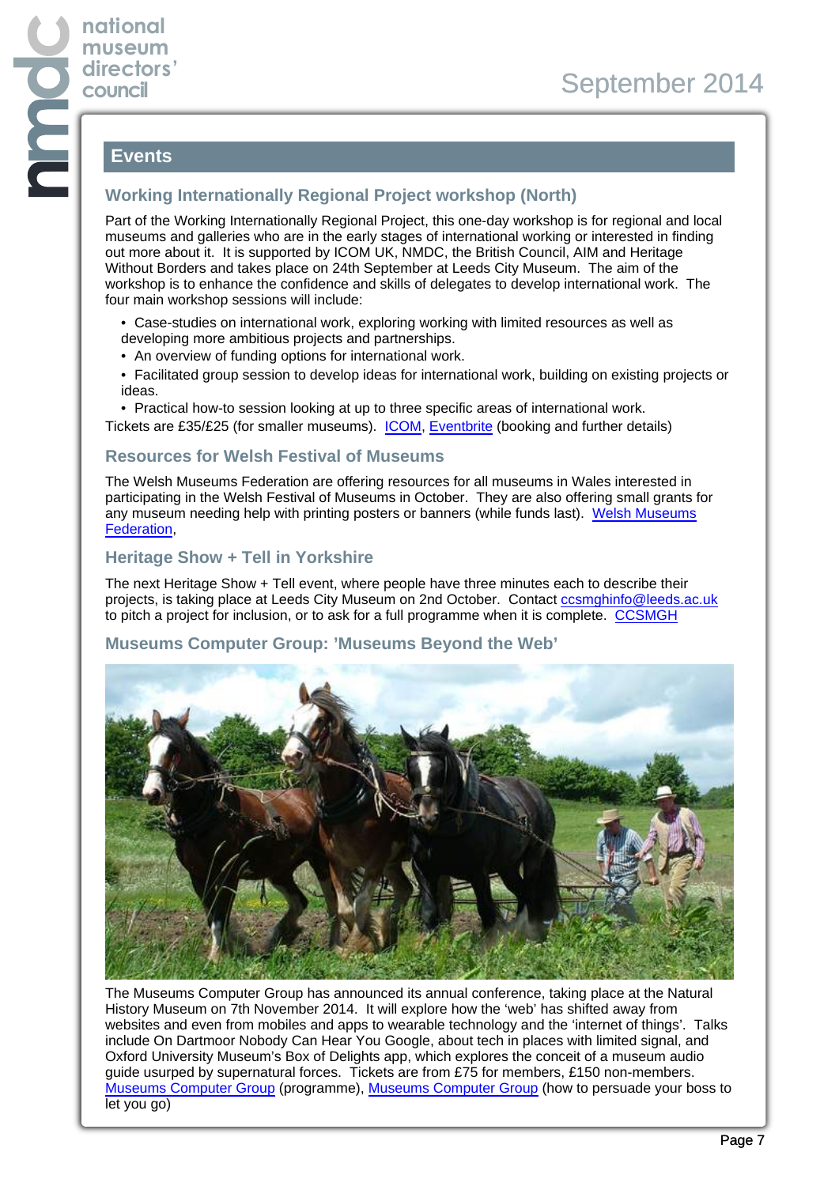## Events

### Working Internationally Regional Project workshop (North)

Part of the Working Internationally Regional Project, this one-day workshop is for regional and local museums and galleries who are in the early stages of international working or interested in finding out more about it. It is supported by ICOM UK, NMDC, the British Council, AIM and Heritage Without Borders and takes place on 24th September at Leeds City Museum. The aim of the workshop is to enhance the confidence and skills of delegates to develop international work. The four main workshop sessions will include:

- Case-studies on international work, exploring working with limited resources as well as developing more ambitious projects and partnerships.
- An overview of funding options for international work.
- Facilitated group session to develop ideas for international work, building on existing projects or ideas.
- Practical how-to session looking at up to three specific areas of international work.

Tickets are £35/£25 (for smaller museums). ICOM, Eventbrite (booking and further details)

### Resources for Welsh Festival of Museums

The Welsh Museums Federation are offering resources for all museums in Wales interested in participating in the Welsh Festival of Museums in October. They are also offering small grants for any museum needing help with printing posters or banners (while funds last). Welsh Museums Federation,

### Heritage Show + Tell in Yorkshire

The next Heritage Show + Tell event, where people have three minutes each to describe their projects, is taking place at Leeds City Museum on 2nd October. Contact ccsmghinfo@leeds.ac.uk to pitch a project for inclusion, or to ask for a full programme when it is complete. CCSMGH

### Museums Computer Group: 'Museums Beyond the Web'

The Museums Computer Group has announced its annual conference, taking place at the Natural History Museum on 7th November 2014. It will explore how the 'web' has shifted away from websites and even from mobiles and apps to wearable technology and the 'internet of things'. Talks include On Dartmoor Nobody Can Hear You Google, about tech in places with limited signal, and Oxford University Museum's Box of Delights app, which explores the conceit of a museum audio guide usurped by supernatural forces. Tickets are from £75 for members, £150 non-members. Museums Computer Group (programme), Museums Computer Group (how to persuade your boss to let you go)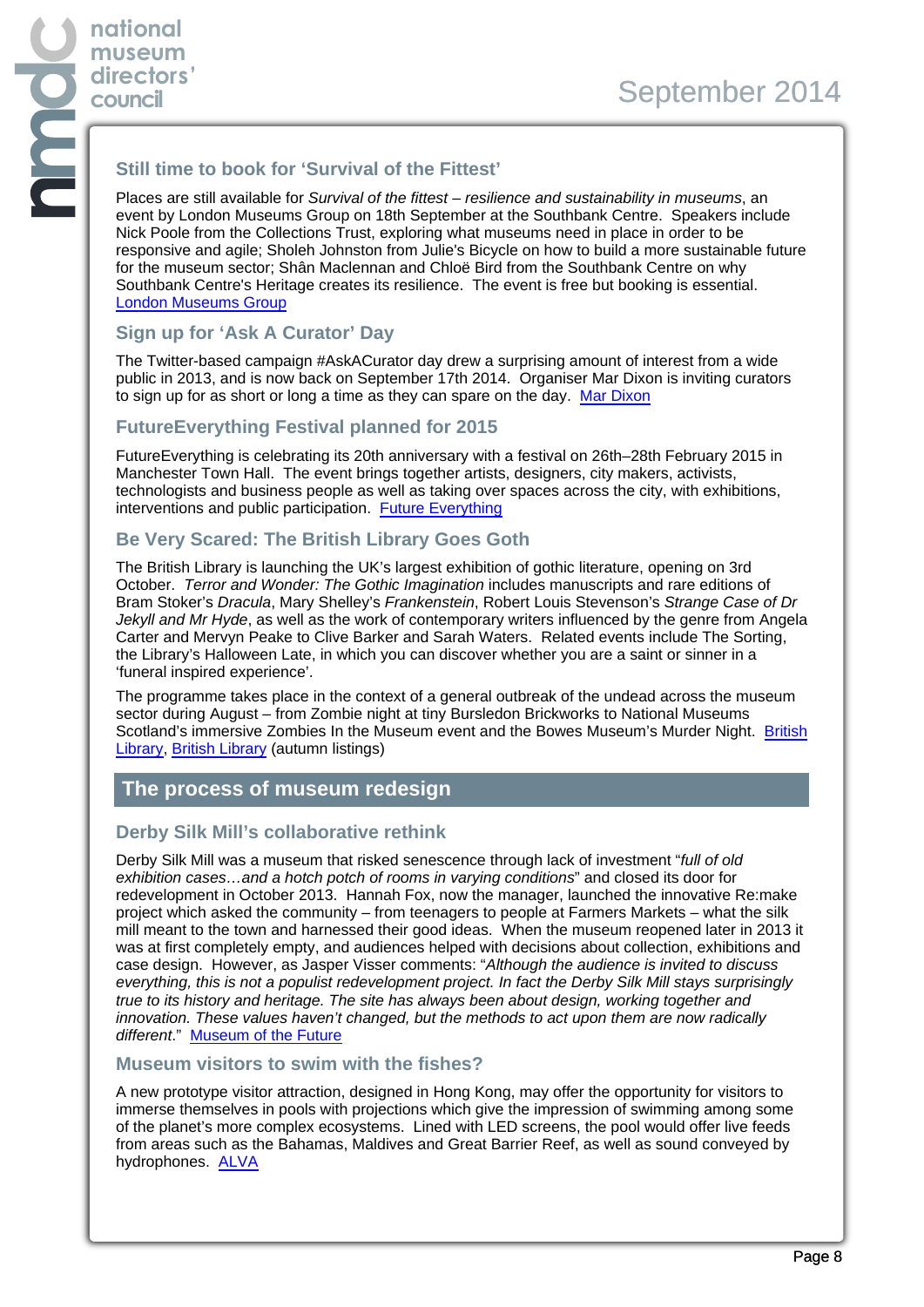## Still time to book for 'Survival of the Fittest'

Places are still available for *Survival of the fittest – resilience and sustainability in museums*, an event by London Museums Group on 18th September at the Southbank Centre. Speakers include Nick Poole from the Collections Trust, exploring what museums need in place in order to be responsive and agile; Sholeh Johnston from Julie's Bicycle on how to build a more sustainable future for the museum sector; Shân Maclennan and Chloë Bird from the Southbank Centre on why Southbank Centre's Heritage creates its resilience. The event is free but booking is essential. London Museums Group

## Sign up for 'Ask A Curator' Day

The Twitter-based campaign #AskACurator day drew a surprising amount of interest from a wide public in 2013, and is now back on September 17th 2014. Organiser Mar Dixon is inviting curators to sign up for as short or long a time as they can spare on the day. Mar Dixon

## FutureEverything Festival planned for 2015

FutureEverything is celebrating its 20th anniversary with a festival on 26th–28th February 2015 in Manchester Town Hall. The event brings together artists, designers, city makers, activists, technologists and business people as well as taking over spaces across the city, with exhibitions, interventions and public participation. Future Everything

## Be Very Scared: The British Library Goes Goth

The British Library is launching the UK's largest exhibition of gothic literature, opening on 3rd October. *Terror and Wonder: The Gothic Imagination* includes manuscripts and rare editions of Bram Stoker's *Dracula*, Mary Shelley's *Frankenstein*, Robert Louis Stevenson's *Strange Case of Dr Jekyll and Mr Hyde*, as well as the work of contemporary writers influenced by the genre from Angela Carter and Mervyn Peake to Clive Barker and Sarah Waters. Related events include The Sorting, the Library's Halloween Late, in which you can discover whether you are a saint or sinner in a 'funeral inspired experience'.

The programme takes place in the context of a general outbreak of the undead across the museum sector during August – from Zombie night at tiny Bursledon Brickworks to National Museums Scotland's immersive Zombies In the Museum event and the Bowes Museum's Murder Night. British Library, British Library (autumn listings)

# The process of museum redesign

## Derby Silk Mill's collaborative rethink

Derby Silk Mill was a museum that risked senescence through lack of investment "*full of old exhibition cases…and a hotch potch of rooms in varying conditions*" and closed its door for redevelopment in October 2013. Hannah Fox, now the manager, launched the innovative Re:make project which asked the community – from teenagers to people at Farmers Markets – what the silk mill meant to the town and harnessed their good ideas. When the museum reopened later in 2013 it was at first completely empty, and audiences helped with decisions about collection, exhibitions and case design. However, as Jasper Visser comments: "*Although the audience is invited to discuss everything, this is not a populist redevelopment project. In fact the Derby Silk Mill stays surprisingly true to its history and heritage. The site has always been about design, working together and innovation. These values haven't changed, but the methods to act upon them are now radically different*." Museum of the Future

## Museum visitors to swim with the fishes?

A new prototype visitor attraction, designed in Hong Kong, may offer the opportunity for visitors to immerse themselves in pools with projections which give the impression of swimming among some of the planet's more complex ecosystems. Lined with LED screens, the pool would offer live feeds from areas such as the Bahamas, Maldives and Great Barrier Reef, as well as sound conveyed by hydrophones. ALVA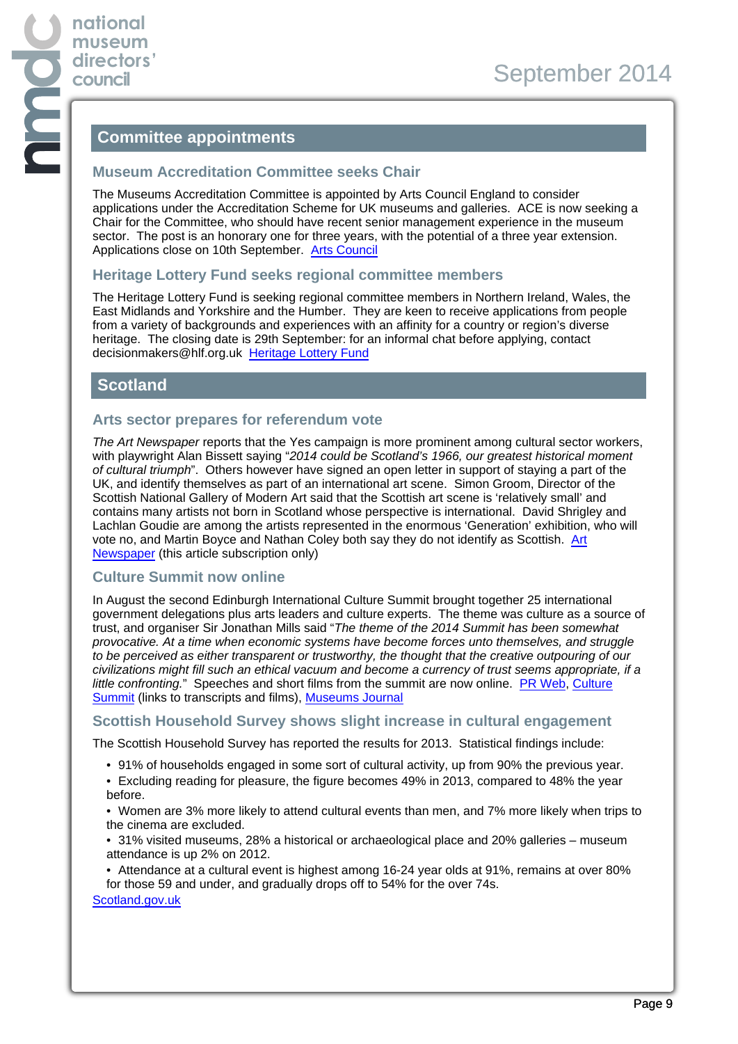## Committee appointments

### Museum Accreditation Committee seeks Chair

The Museums Accreditation Committee is appointed by Arts Council England to consider applications under the Accreditation Scheme for UK museums and galleries. ACE is now seeking a Chair for the Committee, who should have recent senior management experience in the museum sector. The post is an honorary one for three years, with the potential of a three year extension. Applications close on 10th September. Arts Council

### Heritage Lottery Fund seeks regional committee members

The Heritage Lottery Fund is seeking regional committee members in Northern Ireland, Wales, the East Midlands and Yorkshire and the Humber. They are keen to receive applications from people from a variety of backgrounds and experiences with an affinity for a country or region's diverse heritage. The closing date is 29th September: for an informal chat before applying, contact decisionmakers@hlf.org.uk Heritage Lottery Fund

## Scotland

### Arts sector prepares for referendum vote

*The Art Newspaper* reports that the Yes campaign is more prominent among cultural sector workers, with playwright Alan Bissett saying "*2014 could be Scotland's 1966, our greatest historical moment of cultural triumph*". Others however have signed an open letter in support of staying a part of the UK, and identify themselves as part of an international art scene. Simon Groom, Director of the Scottish National Gallery of Modern Art said that the Scottish art scene is 'relatively small' and contains many artists not born in Scotland whose perspective is international. David Shrigley and Lachlan Goudie are among the artists represented in the enormous 'Generation' exhibition, who will vote no, and Martin Boyce and Nathan Coley both say they do not identify as Scottish. Art Newspaper (this article subscription only)

### Culture Summit now online

In August the second Edinburgh International Culture Summit brought together 25 international government delegations plus arts leaders and culture experts. The theme was culture as a source of trust, and organiser Sir Jonathan Mills said "*The theme of the 2014 Summit has been somewhat provocative. At a time when economic systems have become forces unto themselves, and struggle to be perceived as either transparent or trustworthy, the thought that the creative outpouring of our civilizations might fill such an ethical vacuum and become a currency of trust seems appropriate, if a little confronting.*" Speeches and short films from the summit are now online. PR Web, Culture Summit (links to transcripts and films), Museums Journal

### Scottish Household Survey shows slight increase in cultural engagement

The Scottish Household Survey has reported the results for 2013. Statistical findings include:

- 91% of households engaged in some sort of cultural activity, up from 90% the previous year.
- Excluding reading for pleasure, the figure becomes 49% in 2013, compared to 48% the year before.
- Women are 3% more likely to attend cultural events than men, and 7% more likely when trips to the cinema are excluded.
- 31% visited museums, 28% a historical or archaeological place and 20% galleries – museum attendance is up 2% on 2012.
- Attendance at a cultural event is highest among 16-24 year olds at 91%, remains at over 80% for those 59 and under, and gradually drops off to 54% for the over 74s.

Scotland.gov.uk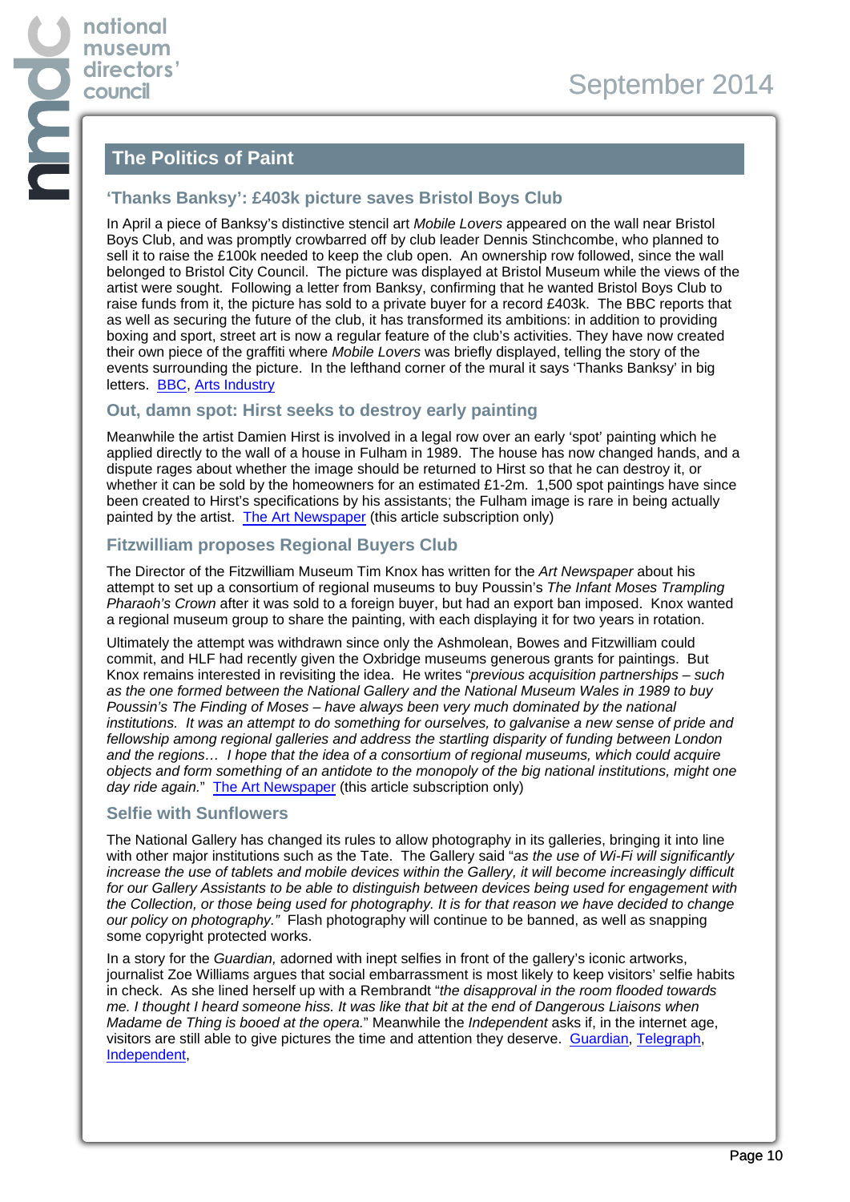## The Politics of Paint

### 'Thanks Banksy': £403k picture saves Bristol Boys Club

In April a piece of Banksy's distinctive stencil art *Mobile Lovers* appeared on the wall near Bristol Boys Club, and was promptly crowbarred off by club leader Dennis Stinchcombe, who planned to sell it to raise the £100k needed to keep the club open. An ownership row followed, since the wall belonged to Bristol City Council. The picture was displayed at Bristol Museum while the views of the artist were sought. Following a letter from Banksy, confirming that he wanted Bristol Boys Club to raise funds from it, the picture has sold to a private buyer for a record £403k. The BBC reports that as well as securing the future of the club, it has transformed its ambitions: in addition to providing boxing and sport, street art is now a regular feature of the club's activities. They have now created their own piece of the graffiti where *Mobile Lovers* was briefly displayed, telling the story of the events surrounding the picture. In the lefthand corner of the mural it says 'Thanks Banksy' in big letters. BBC, Arts Industry

### Out, damn spot: Hirst seeks to destroy early painting

Meanwhile the artist Damien Hirst is involved in a legal row over an early 'spot' painting which he applied directly to the wall of a house in Fulham in 1989. The house has now changed hands, and a dispute rages about whether the image should be returned to Hirst so that he can destroy it, or whether it can be sold by the homeowners for an estimated £1-2m. 1,500 spot paintings have since been created to Hirst's specifications by his assistants; the Fulham image is rare in being actually painted by the artist. The Art Newspaper (this article subscription only)

### Fitzwilliam proposes Regional Buyers Club

The Director of the Fitzwilliam Museum Tim Knox has written for the *Art Newspaper* about his attempt to set up a consortium of regional museums to buy Poussin's *The Infant Moses Trampling Pharaoh's Crown* after it was sold to a foreign buyer, but had an export ban imposed. Knox wanted a regional museum group to share the painting, with each displaying it for two years in rotation.

Ultimately the attempt was withdrawn since only the Ashmolean, Bowes and Fitzwilliam could commit, and HLF had recently given the Oxbridge museums generous grants for paintings. But Knox remains interested in revisiting the idea. He writes "*previous acquisition partnerships – such as the one formed between the National Gallery and the National Museum Wales in 1989 to buy Poussin's The Finding of Moses – have always been very much dominated by the national institutions. It was an attempt to do something for ourselves, to galvanise a new sense of pride and fellowship among regional galleries and address the startling disparity of funding between London and the regions… I hope that the idea of a consortium of regional museums, which could acquire objects and form something of an antidote to the monopoly of the big national institutions, might one day ride again.*" The Art Newspaper (this article subscription only)

### Selfie with Sunflowers

The National Gallery has changed its rules to allow photography in its galleries, bringing it into line with other major institutions such as the Tate. The Gallery said "*as the use of Wi-Fi will significantly increase the use of tablets and mobile devices within the Gallery, it will become increasingly difficult for our Gallery Assistants to be able to distinguish between devices being used for engagement with the Collection, or those being used for photography. It is for that reason we have decided to change our policy on photography.*" Flash photography will continue to be banned, as well as snapping some copyright protected works.

In a story for the *Guardian,* adorned with inept selfies in front of the gallery's iconic artworks, journalist Zoe Williams argues that social embarrassment is most likely to keep visitors' selfie habits in check. As she lined herself up with a Rembrandt "*the disapproval in the room flooded towards me. I thought I heard someone hiss. It was like that bit at the end of Dangerous Liaisons when Madame de Thing is booed at the opera.*" Meanwhile the *Independent* asks if, in the internet age, visitors are still able to give pictures the time and attention they deserve. Guardian, Telegraph, Independent,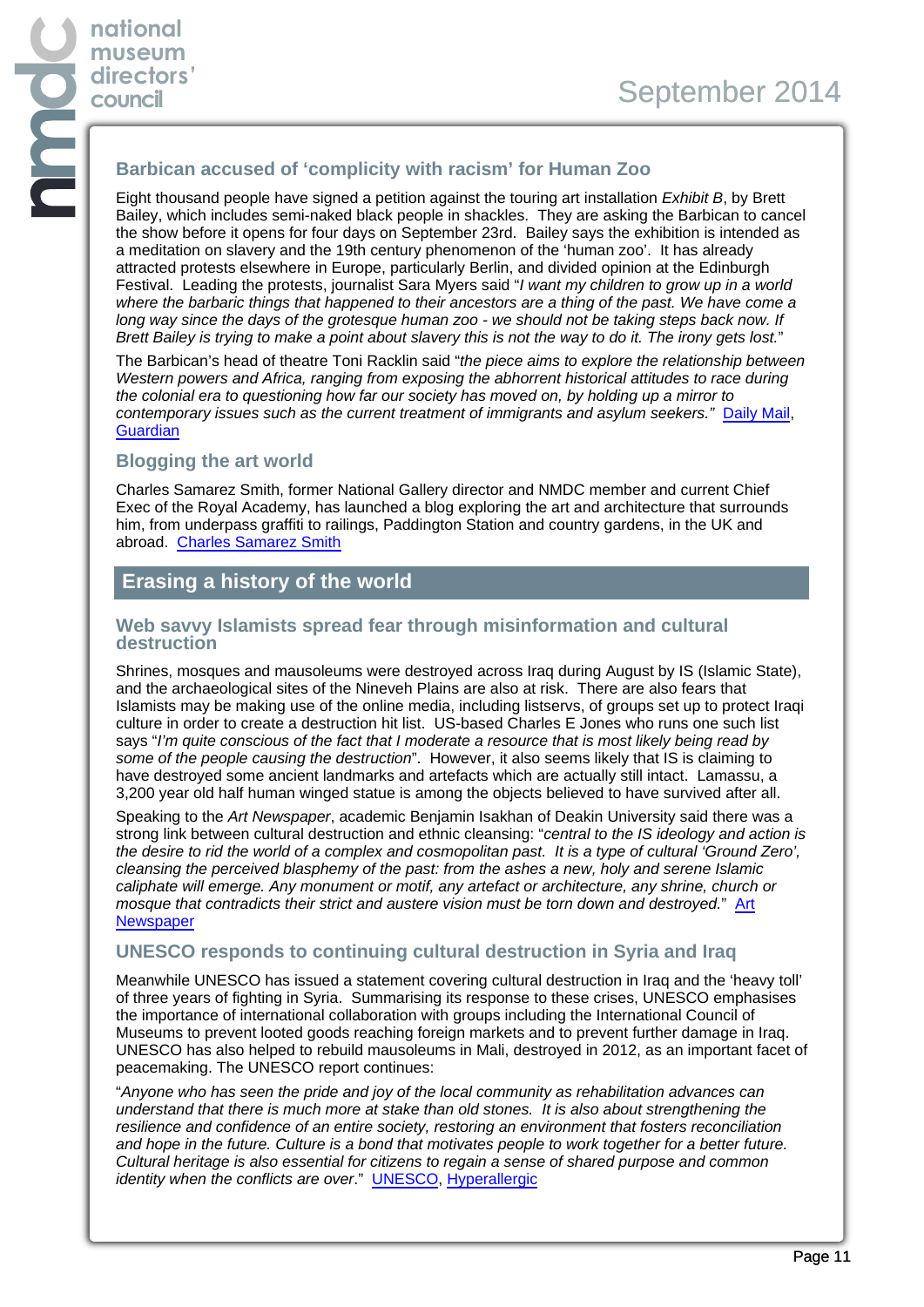## Barbican accused of 'complicity with racism' for Human Zoo

Eight thousand people have signed a petition against the touring art installation *Exhibit B*, by Brett Bailey, which includes semi-naked black people in shackles. They are asking the Barbican to cancel the show before it opens for four days on September 23rd. Bailey says the exhibition is intended as a meditation on slavery and the 19th century phenomenon of the 'human zoo'. It has already attracted protests elsewhere in Europe, particularly Berlin, and divided opinion at the Edinburgh Festival. Leading the protests, journalist Sara Myers said "*I want my children to grow up in a world where the barbaric things that happened to their ancestors are a thing of the past. We have come a long way since the days of the grotesque human zoo - we should not be taking steps back now. If Brett Bailey is trying to make a point about slavery this is not the way to do it. The irony gets lost.*"

The Barbican's head of theatre Toni Racklin said "*the piece aims to explore the relationship between Western powers and Africa, ranging from exposing the abhorrent historical attitudes to race during the colonial era to questioning how far our society has moved on, by holding up a mirror to contemporary issues such as the current treatment of immigrants and asylum seekers.*" Daily Mail, Guardian

## Blogging the art world

Charles Samarez Smith, former National Gallery director and NMDC member and current Chief Exec of the Royal Academy, has launched a blog exploring the art and architecture that surrounds him, from underpass graffiti to railings, Paddington Station and country gardens, in the UK and abroad. Charles Samarez Smith

# Erasing a history of the world

## Web savvy Islamists spread fear through misinformation and cultural destruction

Shrines, mosques and mausoleums were destroyed across Iraq during August by IS (Islamic State), and the archaeological sites of the Nineveh Plains are also at risk. There are also fears that Islamists may be making use of the online media, including listservs, of groups set up to protect Iraqi culture in order to create a destruction hit list. US-based Charles E Jones who runs one such list says "*I'm quite conscious of the fact that I moderate a resource that is most likely being read by some of the people causing the destruction*". However, it also seems likely that IS is claiming to have destroyed some ancient landmarks and artefacts which are actually still intact. Lamassu, a 3,200 year old half human winged statue is among the objects believed to have survived after all.

Speaking to the *Art Newspaper*, academic Benjamin Isakhan of Deakin University said there was a strong link between cultural destruction and ethnic cleansing: "*central to the IS ideology and action is the desire to rid the world of a complex and cosmopolitan past. It is a type of cultural 'Ground Zero', cleansing the perceived blasphemy of the past: from the ashes a new, holy and serene Islamic caliphate will emerge. Any monument or motif, any artefact or architecture, any shrine, church or mosque that contradicts their strict and austere vision must be torn down and destroyed.*" Art Newspaper

## UNESCO responds to continuing cultural destruction in Syria and Iraq

Meanwhile UNESCO has issued a statement covering cultural destruction in Iraq and the 'heavy toll' of three years of fighting in Syria. Summarising its response to these crises, UNESCO emphasises the importance of international collaboration with groups including the International Council of Museums to prevent looted goods reaching foreign markets and to prevent further damage in Iraq. UNESCO has also helped to rebuild mausoleums in Mali, destroyed in 2012, as an important facet of peacemaking. The UNESCO report continues:

"*Anyone who has seen the pride and joy of the local community as rehabilitation advances can understand that there is much more at stake than old stones. It is also about strengthening the resilience and confidence of an entire society, restoring an environment that fosters reconciliation and hope in the future. Culture is a bond that motivates people to work together for a better future. Cultural heritage is also essential for citizens to regain a sense of shared purpose and common identity when the conflicts are over*." UNESCO, Hyperallergic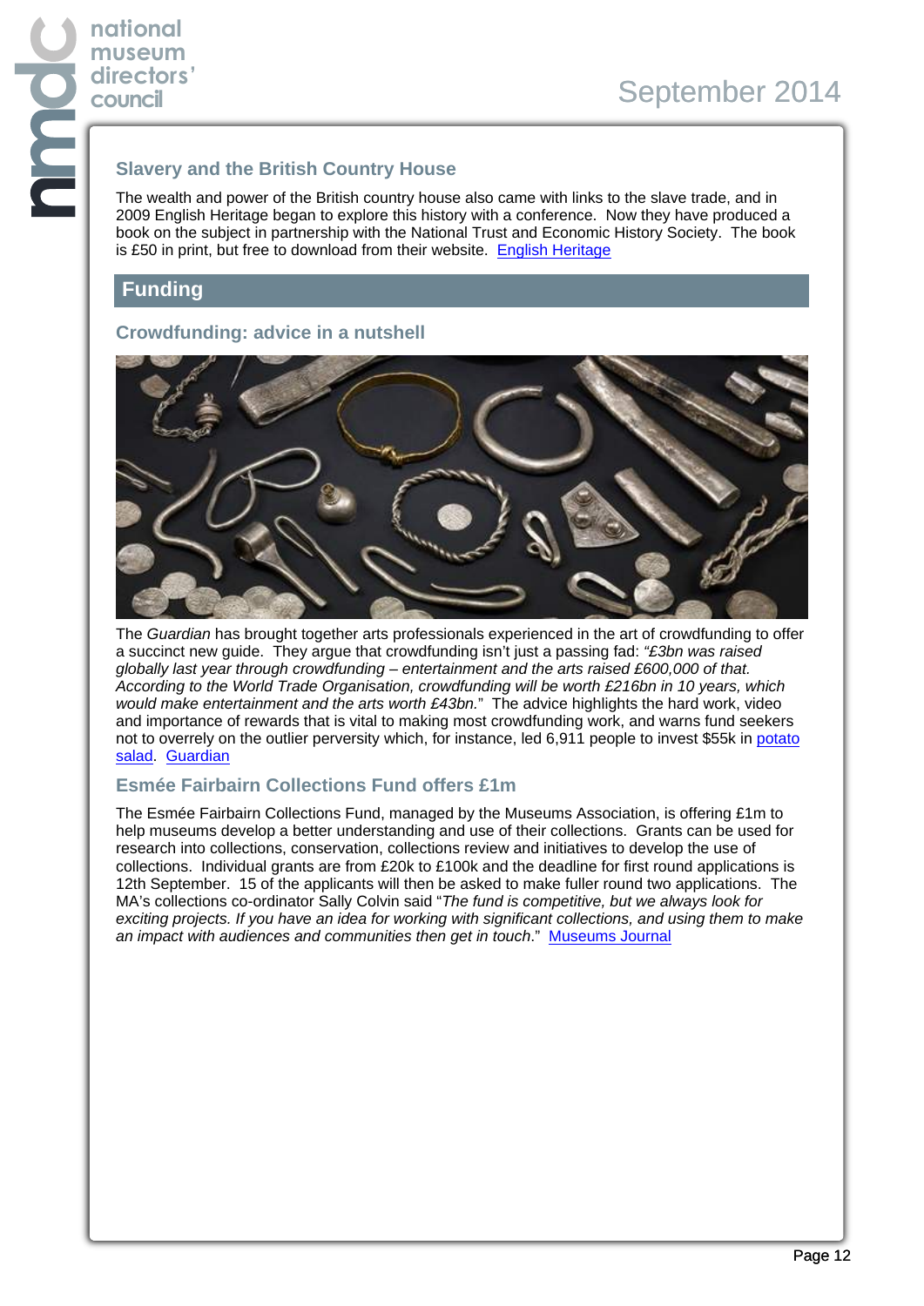## Slavery and the British Country House

The wealth and power of the British country house also came with links to the slave trade, and in 2009 English Heritage began to explore this history with a conference. Now they have produced a book on the subject in partnership with the National Trust and Economic History Society. The book is £50 in print, but free to download from their website. English Heritage

# Funding

## Crowdfunding: advice in a nutshell

The *Guardian* has brought together arts professionals experienced in the art of crowdfunding to offer a succinct new guide. They argue that crowdfunding isn't just a passing fad: *"£3bn was raised globally last year through crowdfunding – entertainment and the arts raised £600,000 of that. According to the World Trade Organisation, crowdfunding will be worth £216bn in 10 years, which would make entertainment and the arts worth £43bn.*" The advice highlights the hard work, video and importance of rewards that is vital to making most crowdfunding work, and warns fund seekers not to overrely on the outlier perversity which, for instance, led 6,911 people to invest $55k in potato salad. Guardian

## Esmée Fairbairn Collections Fund offers £1m

The Esmée Fairbairn Collections Fund, managed by the Museums Association, is offering £1m to help museums develop a better understanding and use of their collections. Grants can be used for research into collections, conservation, collections review and initiatives to develop the use of collections. Individual grants are from £20k to £100k and the deadline for first round applications is 12th September. 15 of the applicants will then be asked to make fuller round two applications. The MA's collections co-ordinator Sally Colvin said "*The fund is competitive, but we always look for exciting projects. If you have an idea for working with significant collections, and using them to make an impact with audiences and communities then get in touch*." Museums Journal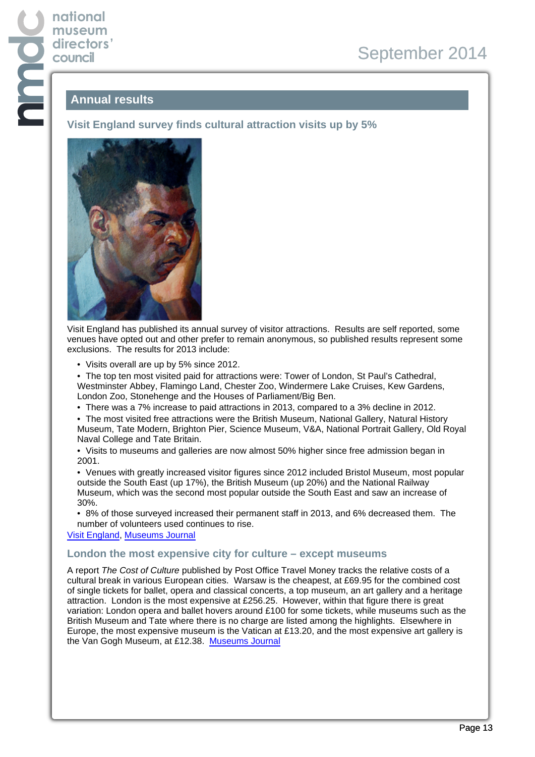## Annual results

### Visit England survey finds cultural attraction visits up by 5%

Visit England has published its annual survey of visitor attractions. Results are self reported, some venues have opted out and other prefer to remain anonymous, so published results represent some exclusions. The results for 2013 include:

- Visits overall are up by 5% since 2012.
- The top ten most visited paid for attractions were: Tower of London, St Paul's Cathedral, Westminster Abbey, Flamingo Land, Chester Zoo, Windermere Lake Cruises, Kew Gardens, London Zoo, Stonehenge and the Houses of Parliament/Big Ben.
- There was a 7% increase to paid attractions in 2013, compared to a 3% decline in 2012.
- The most visited free attractions were the British Museum, National Gallery, Natural History Museum, Tate Modern, Brighton Pier, Science Museum, V&A, National Portrait Gallery, Old Royal Naval College and Tate Britain.
- Visits to museums and galleries are now almost 50% higher since free admission began in 2001.
- Venues with greatly increased visitor figures since 2012 included Bristol Museum, most popular outside the South East (up 17%), the British Museum (up 20%) and the National Railway Museum, which was the second most popular outside the South East and saw an increase of 30%.
- 8% of those surveyed increased their permanent staff in 2013, and 6% decreased them. The number of volunteers used continues to rise.

Visit England, Museums Journal

### London the most expensive city for culture – except museums

A report *The Cost of Culture* published by Post Office Travel Money tracks the relative costs of a cultural break in various European cities. Warsaw is the cheapest, at £69.95 for the combined cost of single tickets for ballet, opera and classical concerts, a top museum, an art gallery and a heritage attraction. London is the most expensive at £256.25. However, within that figure there is great variation: London opera and ballet hovers around £100 for some tickets, while museums such as the British Museum and Tate where there is no charge are listed among the highlights. Elsewhere in Europe, the most expensive museum is the Vatican at £13.20, and the most expensive art gallery is the Van Gogh Museum, at £12.38. Museums Journal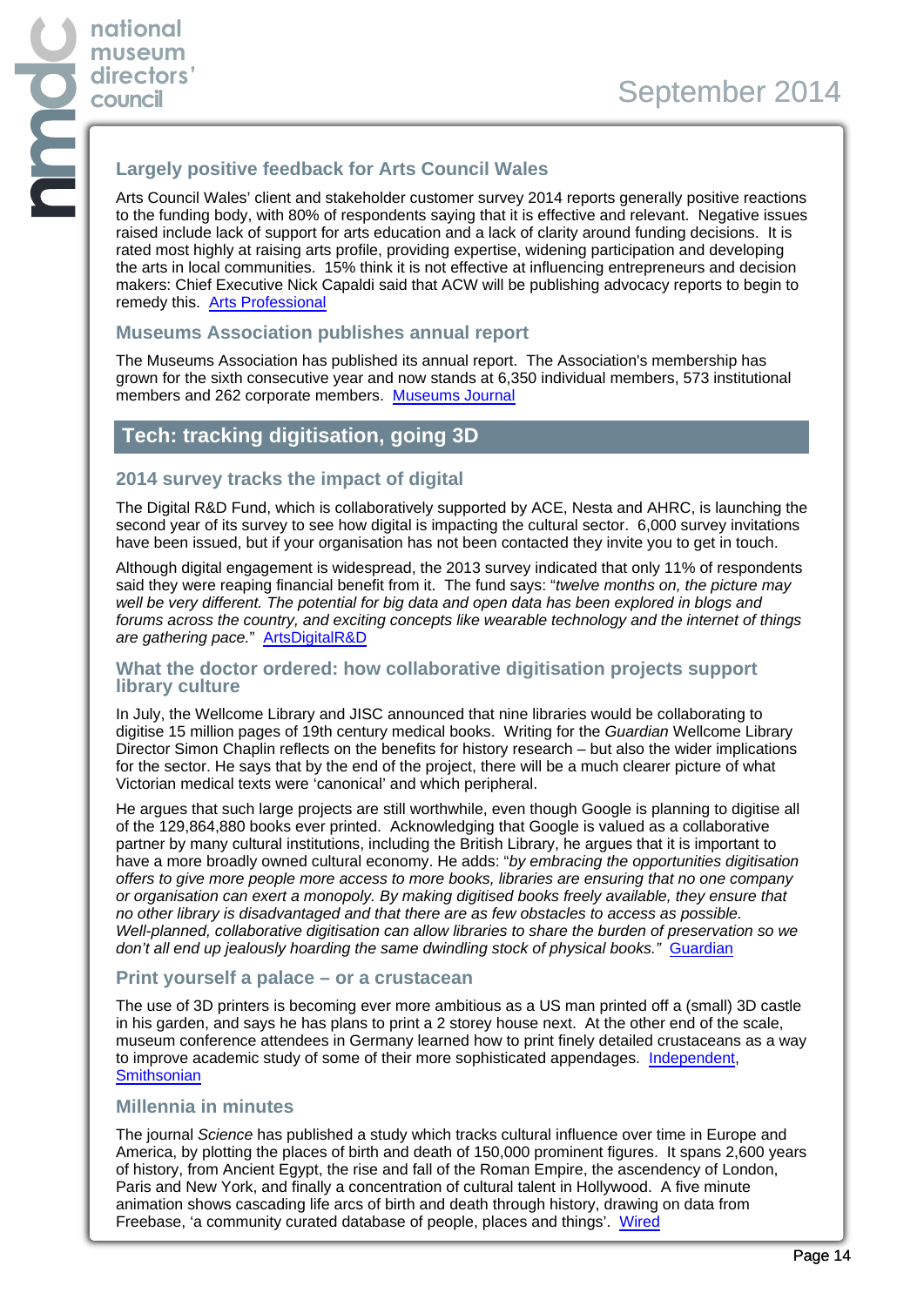### Largely positive feedback for Arts Council Wales

Arts Council Wales' client and stakeholder customer survey 2014 reports generally positive reactions to the funding body, with 80% of respondents saying that it is effective and relevant. Negative issues raised include lack of support for arts education and a lack of clarity around funding decisions. It is rated most highly at raising arts profile, providing expertise, widening participation and developing the arts in local communities. 15% think it is not effective at influencing entrepreneurs and decision makers: Chief Executive Nick Capaldi said that ACW will be publishing advocacy reports to begin to remedy this. Arts Professional

### Museums Association publishes annual report

The Museums Association has published its annual report. The Association's membership has grown for the sixth consecutive year and now stands at 6,350 individual members, 573 institutional members and 262 corporate members. Museums Journal

## Tech: tracking digitisation, going 3D

### 2014 survey tracks the impact of digital

The Digital R&D Fund, which is collaboratively supported by ACE, Nesta and AHRC, is launching the second year of its survey to see how digital is impacting the cultural sector. 6,000 survey invitations have been issued, but if your organisation has not been contacted they invite you to get in touch.

Although digital engagement is widespread, the 2013 survey indicated that only 11% of respondents said they were reaping financial benefit from it. The fund says: "*twelve months on, the picture may well be very different. The potential for big data and open data has been explored in blogs and forums across the country, and exciting concepts like wearable technology and the internet of things are gathering pace.*" ArtsDigitalR&D

### What the doctor ordered: how collaborative digitisation projects support library culture

In July, the Wellcome Library and JISC announced that nine libraries would be collaborating to digitise 15 million pages of 19th century medical books. Writing for the *Guardian* Wellcome Library Director Simon Chaplin reflects on the benefits for history research – but also the wider implications for the sector. He says that by the end of the project, there will be a much clearer picture of what Victorian medical texts were 'canonical' and which peripheral.

He argues that such large projects are still worthwhile, even though Google is planning to digitise all of the 129,864,880 books ever printed. Acknowledging that Google is valued as a collaborative partner by many cultural institutions, including the British Library, he argues that it is important to have a more broadly owned cultural economy. He adds: "*by embracing the opportunities digitisation offers to give more people more access to more books, libraries are ensuring that no one company or organisation can exert a monopoly. By making digitised books freely available, they ensure that no other library is disadvantaged and that there are as few obstacles to access as possible. Well-planned, collaborative digitisation can allow libraries to share the burden of preservation so we don't all end up jealously hoarding the same dwindling stock of physical books.*" Guardian

### Print yourself a palace – or a crustacean

The use of 3D printers is becoming ever more ambitious as a US man printed off a (small) 3D castle in his garden, and says he has plans to print a 2 storey house next. At the other end of the scale, museum conference attendees in Germany learned how to print finely detailed crustaceans as a way to improve academic study of some of their more sophisticated appendages. Independent, Smithsonian

### Millennia in minutes

The journal *Science* has published a study which tracks cultural influence over time in Europe and America, by plotting the places of birth and death of 150,000 prominent figures. It spans 2,600 years of history, from Ancient Egypt, the rise and fall of the Roman Empire, the ascendency of London, Paris and New York, and finally a concentration of cultural talent in Hollywood. A five minute animation shows cascading life arcs of birth and death through history, drawing on data from Freebase, 'a community curated database of people, places and things'. Wired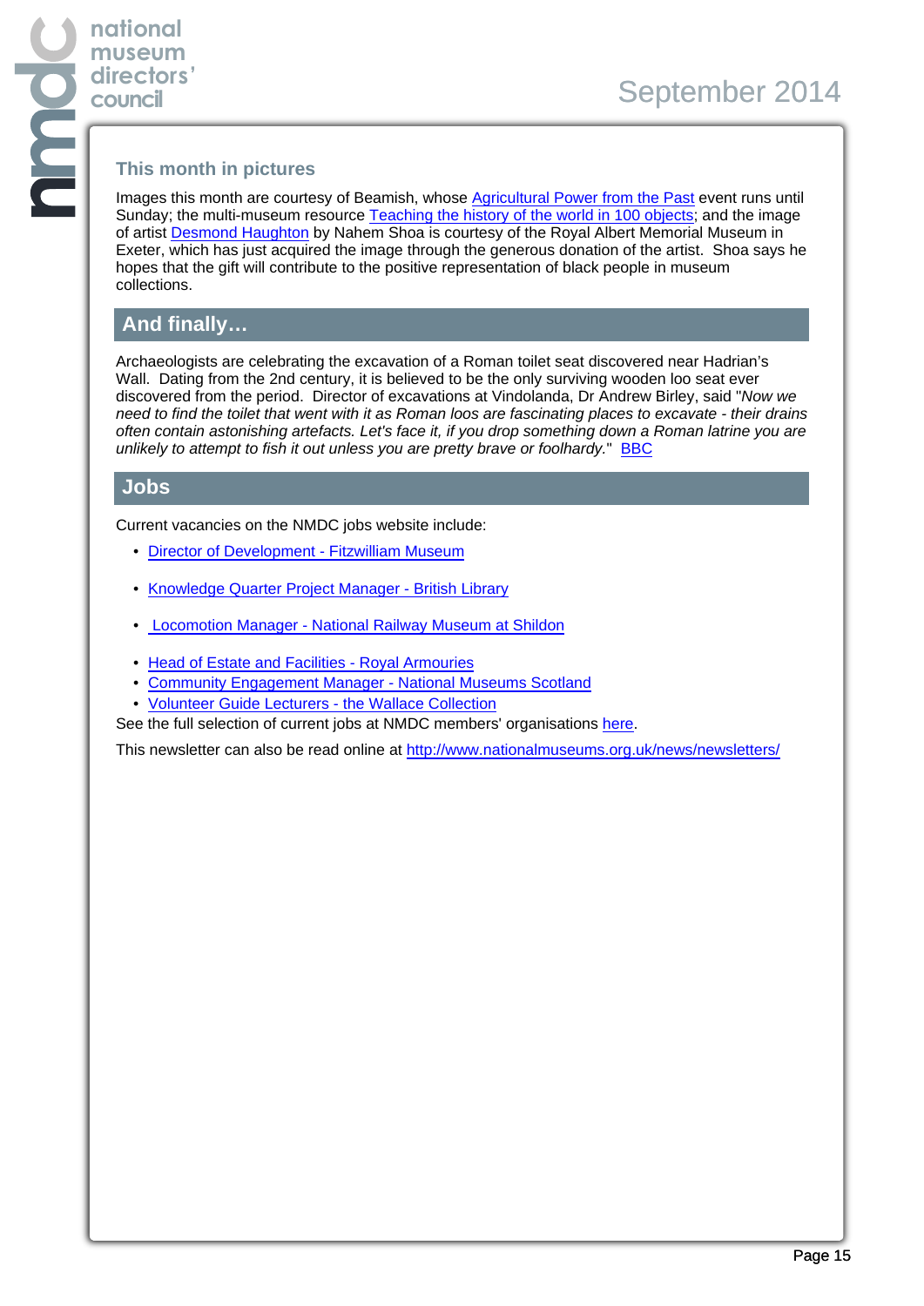### This month in pictures

Images this month are courtesy of Beamish, whose Agricultural Power from the Past event runs until Sunday; the multi-museum resource Teaching the history of the world in 100 objects; and the image of artist Desmond Haughton by Nahem Shoa is courtesy of the Royal Albert Memorial Museum in Exeter, which has just acquired the image through the generous donation of the artist. Shoa says he hopes that the gift will contribute to the positive representation of black people in museum collections.

## And finally…

Archaeologists are celebrating the excavation of a Roman toilet seat discovered near Hadrian's Wall. Dating from the 2nd century, it is believed to be the only surviving wooden loo seat ever discovered from the period. Director of excavations at Vindolanda, Dr Andrew Birley, said "*Now we need to find the toilet that went with it as Roman loos are fascinating places to excavate - their drains often contain astonishing artefacts. Let's face it, if you drop something down a Roman latrine you are unlikely to attempt to fish it out unless you are pretty brave or foolhardy.*" BBC

## Jobs

Current vacancies on the NMDC jobs website include:

- Director of Development - Fitzwilliam Museum
- Knowledge Quarter Project Manager - British Library
- Locomotion Manager - National Railway Museum at Shildon
- Head of Estate and Facilities - Royal Armouries
- Community Engagement Manager - National Museums Scotland
- Volunteer Guide Lecturers - the Wallace Collection

See the full selection of current jobs at NMDC members' organisations here.

This newsletter can also be read online at http://www.nationalmuseums.org.uk/news/newsletters/